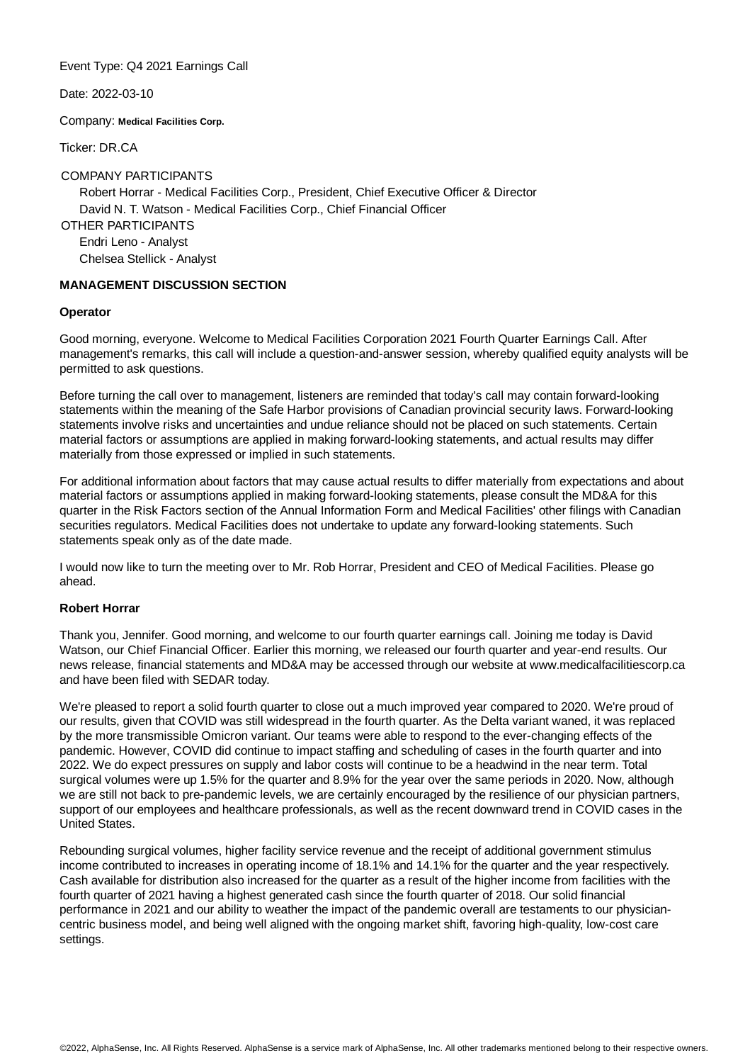Event Type: Q4 2021 Earnings Call

Date: 2022-03-10

Company: **Medical Facilities Corp.**

Ticker: DR.CA

COMPANY PARTICIPANTS

Robert Horrar - Medical Facilities Corp., President, Chief Executive Officer & Director

David N. T. Watson - Medical Facilities Corp., Chief Financial Officer

OTHER PARTICIPANTS

Endri Leno - Analyst

Chelsea Stellick - Analyst

**MANAGEMENT DISCUSSION SECTION**

**Operator**

Good morning, everyone. Welcome to Medical Facilities Corporation 2021 Fourth Quarter Earnings Call. After management's remarks, this call will include a question-and-answer session, whereby qualified equity analysts will be permitted to ask questions.

Before turning the call over to management, listeners are reminded that today's call may contain forward-looking statements within the meaning of the Safe Harbor provisions of Canadian provincial security laws. Forward-looking statements involve risks and uncertainties and undue reliance should not be placed on such statements. Certain material factors or assumptions are applied in making forward-looking statements, and actual results may differ materially from those expressed or implied in such statements.

For additional information about factors that may cause actual results to differ materially from expectations and about material factors or assumptions applied in making forward-looking statements, please consult the MD&A for this quarter in the Risk Factors section of the Annual Information Form and Medical Facilities' other filings with Canadian securities regulators. Medical Facilities does not undertake to update any forward-looking statements. Such statements speak only as of the date made.

I would now like to turn the meeting over to Mr. Rob Horrar, President and CEO of Medical Facilities. Please go ahead.

**Robert Horrar**

Thank you, Jennifer. Good morning, and welcome to our fourth quarter earnings call. Joining me today is David Watson, our Chief Financial Officer. Earlier this morning, we released our fourth quarter and year-end results. Our news release, financial statements and MD&A may be accessed through our website at www.medicalfacilitiescorp.ca and have been filed with SEDAR today.

We're pleased to report a solid fourth quarter to close out a much improved year compared to 2020. We're proud of our results, given that COVID was still widespread in the fourth quarter. As the Delta variant waned, it was replaced by the more transmissible Omicron variant. Our teams were able to respond to the ever-changing effects of the pandemic. However, COVID did continue to impact staffing and scheduling of cases in the fourth quarter and into 2022. We do expect pressures on supply and labor costs will continue to be a headwind in the near term. Total surgical volumes were up 1.5% for the quarter and 8.9% for the year over the same periods in 2020. Now, although we are still not back to pre-pandemic levels, we are certainly encouraged by the resilience of our physician partners, support of our employees and healthcare professionals, as well as the recent downward trend in COVID cases in the United States.

Rebounding surgical volumes, higher facility service revenue and the receipt of additional government stimulus income contributed to increases in operating income of 18.1% and 14.1% for the quarter and the year respectively. Cash available for distribution also increased for the quarter as a result of the higher income from facilities with the fourth quarter of 2021 having a highest generated cash since the fourth quarter of 2018. Our solid financial performance in 2021 and our ability to weather the impact of the pandemic overall are testaments to our physician-centric business model, and being well aligned with the ongoing market shift, favoring high-quality, low-cost care settings.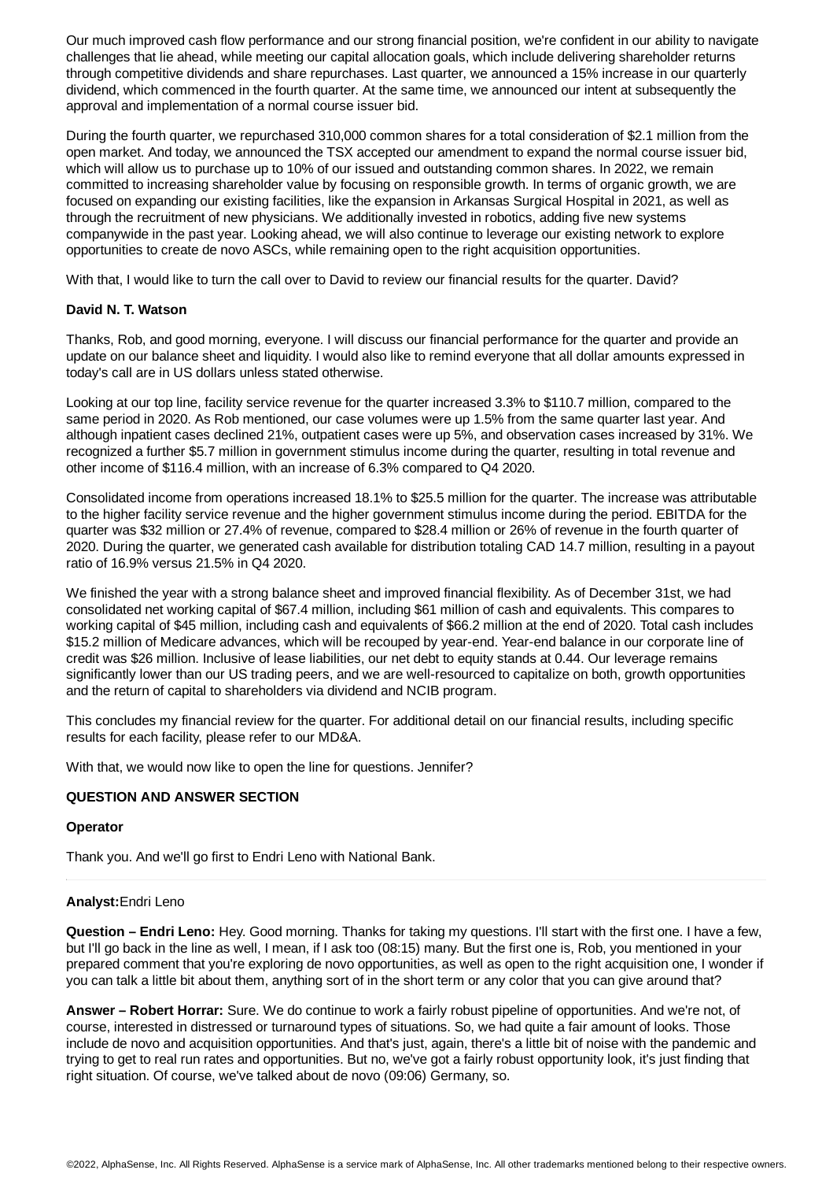Our much improved cash flow performance and our strong financial position, we're confident in our ability to navigate challenges that lie ahead, while meeting our capital allocation goals, which include delivering shareholder returns through competitive dividends and share repurchases. Last quarter, we announced a 15% increase in our quarterly dividend, which commenced in the fourth quarter. At the same time, we announced our intent at subsequently the approval and implementation of a normal course issuer bid.

During the fourth quarter, we repurchased 310,000 common shares for a total consideration of $2.1 million from the open market. And today, we announced the TSX accepted our amendment to expand the normal course issuer bid, which will allow us to purchase up to 10% of our issued and outstanding common shares. In 2022, we remain committed to increasing shareholder value by focusing on responsible growth. In terms of organic growth, we are focused on expanding our existing facilities, like the expansion in Arkansas Surgical Hospital in 2021, as well as through the recruitment of new physicians. We additionally invested in robotics, adding five new systems companywide in the past year. Looking ahead, we will also continue to leverage our existing network to explore opportunities to create de novo ASCs, while remaining open to the right acquisition opportunities.

With that, I would like to turn the call over to David to review our financial results for the quarter. David?

**David N. T. Watson**

Thanks, Rob, and good morning, everyone. I will discuss our financial performance for the quarter and provide an update on our balance sheet and liquidity. I would also like to remind everyone that all dollar amounts expressed in today's call are in US dollars unless stated otherwise.

Looking at our top line, facility service revenue for the quarter increased 3.3% to $110.7 million, compared to the same period in 2020. As Rob mentioned, our case volumes were up 1.5% from the same quarter last year. And although inpatient cases declined 21%, outpatient cases were up 5%, and observation cases increased by 31%. We recognized a further $5.7 million in government stimulus income during the quarter, resulting in total revenue and other income of $116.4 million, with an increase of 6.3% compared to Q4 2020.

Consolidated income from operations increased 18.1% to $25.5 million for the quarter. The increase was attributable to the higher facility service revenue and the higher government stimulus income during the period. EBITDA for the quarter was $32 million or 27.4% of revenue, compared to $28.4 million or 26% of revenue in the fourth quarter of 2020. During the quarter, we generated cash available for distribution totaling CAD 14.7 million, resulting in a payout ratio of 16.9% versus 21.5% in Q4 2020.

We finished the year with a strong balance sheet and improved financial flexibility. As of December 31st, we had consolidated net working capital of $67.4 million, including $61 million of cash and equivalents. This compares to working capital of $45 million, including cash and equivalents of $66.2 million at the end of 2020. Total cash includes $15.2 million of Medicare advances, which will be recouped by year-end. Year-end balance in our corporate line of credit was $26 million. Inclusive of lease liabilities, our net debt to equity stands at 0.44. Our leverage remains significantly lower than our US trading peers, and we are well-resourced to capitalize on both, growth opportunities and the return of capital to shareholders via dividend and NCIB program.

This concludes my financial review for the quarter. For additional detail on our financial results, including specific results for each facility, please refer to our MD&A.

With that, we would now like to open the line for questions. Jennifer?

**QUESTION AND ANSWER SECTION**

**Operator**

Thank you. And we'll go first to Endri Leno with National Bank.

**Analyst:** Endri Leno

**Question – Endri Leno:** Hey. Good morning. Thanks for taking my questions. I'll start with the first one. I have a few, but I'll go back in the line as well, I mean, if I ask too (08:15) many. But the first one is, Rob, you mentioned in your prepared comment that you're exploring de novo opportunities, as well as open to the right acquisition one, I wonder if you can talk a little bit about them, anything sort of in the short term or any color that you can give around that?

**Answer – Robert Horrar:** Sure. We do continue to work a fairly robust pipeline of opportunities. And we're not, of course, interested in distressed or turnaround types of situations. So, we had quite a fair amount of looks. Those include de novo and acquisition opportunities. And that's just, again, there's a little bit of noise with the pandemic and trying to get to real run rates and opportunities. But no, we've got a fairly robust opportunity look, it's just finding that right situation. Of course, we've talked about de novo (09:06) Germany, so.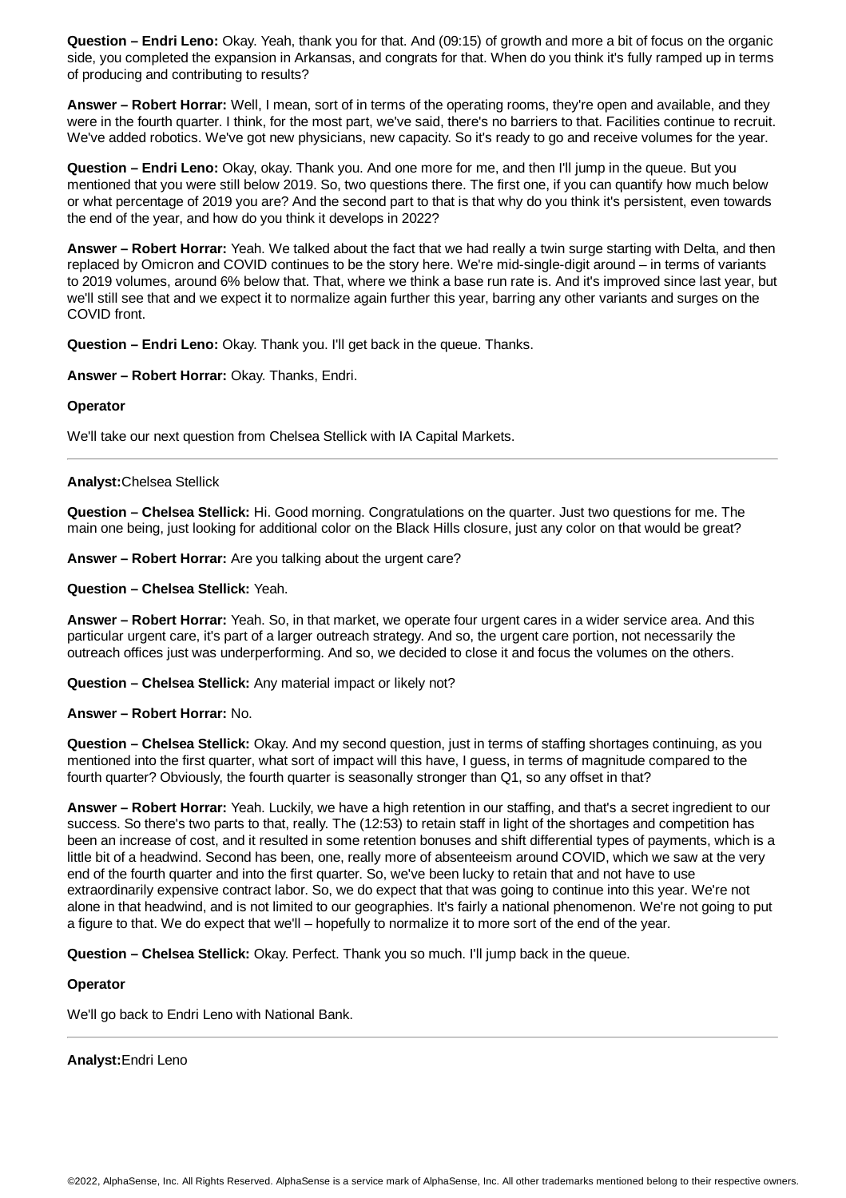**Question – Endri Leno:** Okay. Yeah, thank you for that. And (09:15) of growth and more a bit of focus on the organic side, you completed the expansion in Arkansas, and congrats for that. When do you think it's fully ramped up in terms of producing and contributing to results?

**Answer – Robert Horrar:** Well, I mean, sort of in terms of the operating rooms, they're open and available, and they were in the fourth quarter. I think, for the most part, we've said, there's no barriers to that. Facilities continue to recruit. We've added robotics. We've got new physicians, new capacity. So it's ready to go and receive volumes for the year.

**Question – Endri Leno:** Okay, okay. Thank you. And one more for me, and then I'll jump in the queue. But you mentioned that you were still below 2019. So, two questions there. The first one, if you can quantify how much below or what percentage of 2019 you are? And the second part to that is that why do you think it's persistent, even towards the end of the year, and how do you think it develops in 2022?

**Answer – Robert Horrar:** Yeah. We talked about the fact that we had really a twin surge starting with Delta, and then replaced by Omicron and COVID continues to be the story here. We're mid-single-digit around – in terms of variants to 2019 volumes, around 6% below that. That, where we think a base run rate is. And it's improved since last year, but we'll still see that and we expect it to normalize again further this year, barring any other variants and surges on the COVID front.

**Question – Endri Leno:** Okay. Thank you. I'll get back in the queue. Thanks.

**Answer – Robert Horrar:** Okay. Thanks, Endri.

**Operator**

We'll take our next question from Chelsea Stellick with IA Capital Markets.

---

**Analyst:** Chelsea Stellick

**Question – Chelsea Stellick:** Hi. Good morning. Congratulations on the quarter. Just two questions for me. The main one being, just looking for additional color on the Black Hills closure, just any color on that would be great?

**Answer – Robert Horrar:** Are you talking about the urgent care?

**Question – Chelsea Stellick:** Yeah.

**Answer – Robert Horrar:** Yeah. So, in that market, we operate four urgent cares in a wider service area. And this particular urgent care, it's part of a larger outreach strategy. And so, the urgent care portion, not necessarily the outreach offices just was underperforming. And so, we decided to close it and focus the volumes on the others.

**Question – Chelsea Stellick:** Any material impact or likely not?

**Answer – Robert Horrar:** No.

**Question – Chelsea Stellick:** Okay. And my second question, just in terms of staffing shortages continuing, as you mentioned into the first quarter, what sort of impact will this have, I guess, in terms of magnitude compared to the fourth quarter? Obviously, the fourth quarter is seasonally stronger than Q1, so any offset in that?

**Answer – Robert Horrar:** Yeah. Luckily, we have a high retention in our staffing, and that's a secret ingredient to our success. So there's two parts to that, really. The (12:53) to retain staff in light of the shortages and competition has been an increase of cost, and it resulted in some retention bonuses and shift differential types of payments, which is a little bit of a headwind. Second has been, one, really more of absenteeism around COVID, which we saw at the very end of the fourth quarter and into the first quarter. So, we've been lucky to retain that and not have to use extraordinarily expensive contract labor. So, we do expect that that was going to continue into this year. We're not alone in that headwind, and is not limited to our geographies. It's fairly a national phenomenon. We're not going to put a figure to that. We do expect that we'll – hopefully to normalize it to more sort of the end of the year.

**Question – Chelsea Stellick:** Okay. Perfect. Thank you so much. I'll jump back in the queue.

**Operator**

We'll go back to Endri Leno with National Bank.

---

**Analyst:** Endri Leno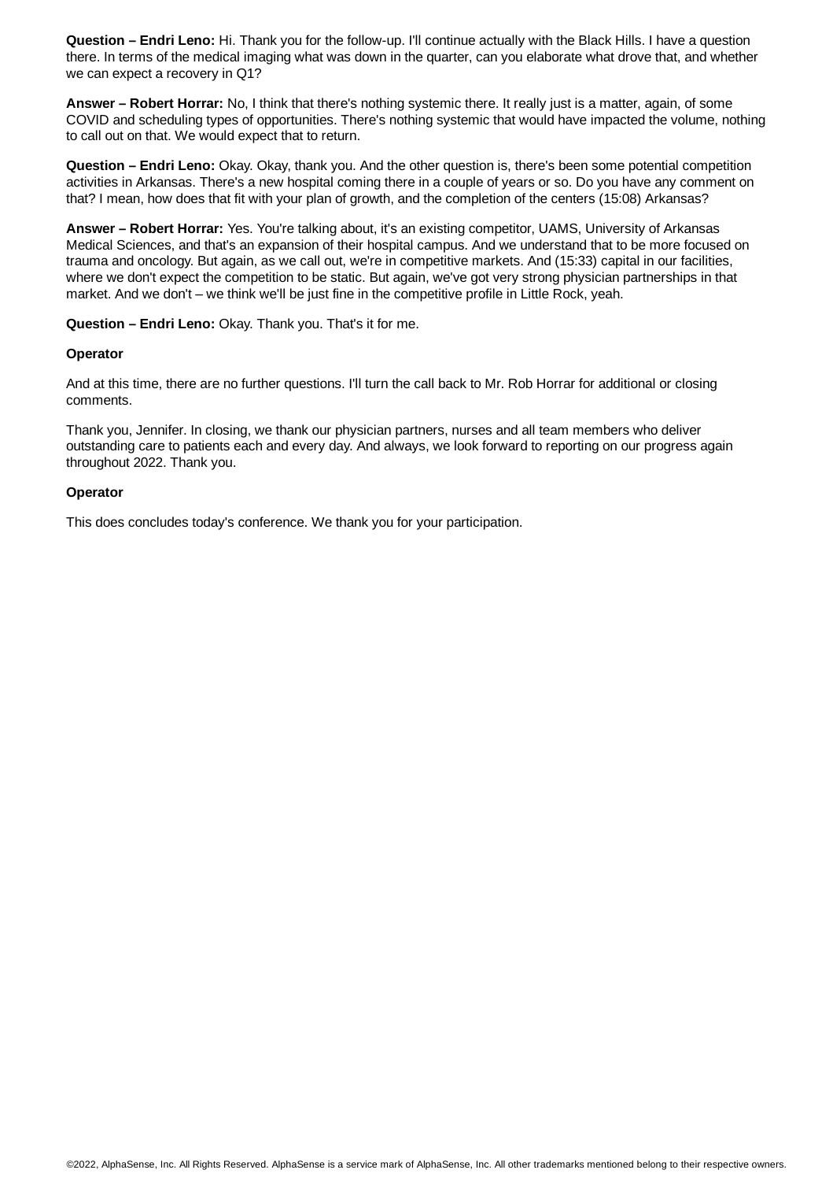**Question – Endri Leno:** Hi. Thank you for the follow-up. I'll continue actually with the Black Hills. I have a question there. In terms of the medical imaging what was down in the quarter, can you elaborate what drove that, and whether we can expect a recovery in Q1?

**Answer – Robert Horrar:** No, I think that there's nothing systemic there. It really just is a matter, again, of some COVID and scheduling types of opportunities. There's nothing systemic that would have impacted the volume, nothing to call out on that. We would expect that to return.

**Question – Endri Leno:** Okay. Okay, thank you. And the other question is, there's been some potential competition activities in Arkansas. There's a new hospital coming there in a couple of years or so. Do you have any comment on that? I mean, how does that fit with your plan of growth, and the completion of the centers (15:08) Arkansas?

**Answer – Robert Horrar:** Yes. You're talking about, it's an existing competitor, UAMS, University of Arkansas Medical Sciences, and that's an expansion of their hospital campus. And we understand that to be more focused on trauma and oncology. But again, as we call out, we're in competitive markets. And (15:33) capital in our facilities, where we don't expect the competition to be static. But again, we've got very strong physician partnerships in that market. And we don't – we think we'll be just fine in the competitive profile in Little Rock, yeah.

**Question – Endri Leno:** Okay. Thank you. That's it for me.

**Operator**

And at this time, there are no further questions. I'll turn the call back to Mr. Rob Horrar for additional or closing comments.

Thank you, Jennifer. In closing, we thank our physician partners, nurses and all team members who deliver outstanding care to patients each and every day. And always, we look forward to reporting on our progress again throughout 2022. Thank you.

**Operator**

This does concludes today's conference. We thank you for your participation.